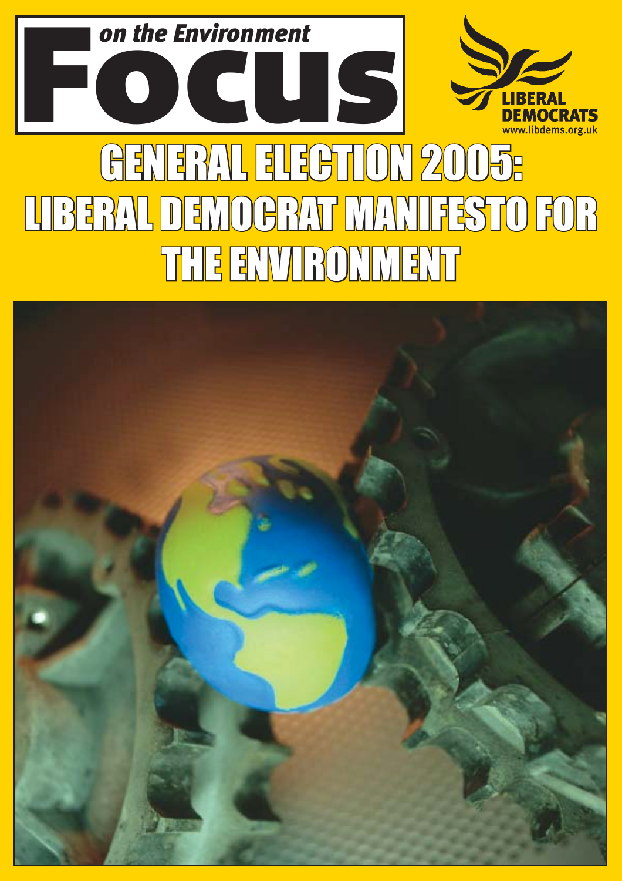# Focus on the Environment

LIBERAL DEMOCRATS
www.libdems.org.uk

# GENERAL ELECTION 2005: LIBERAL DEMOCRAT MANIFESTO FOR THE ENVIRONMENT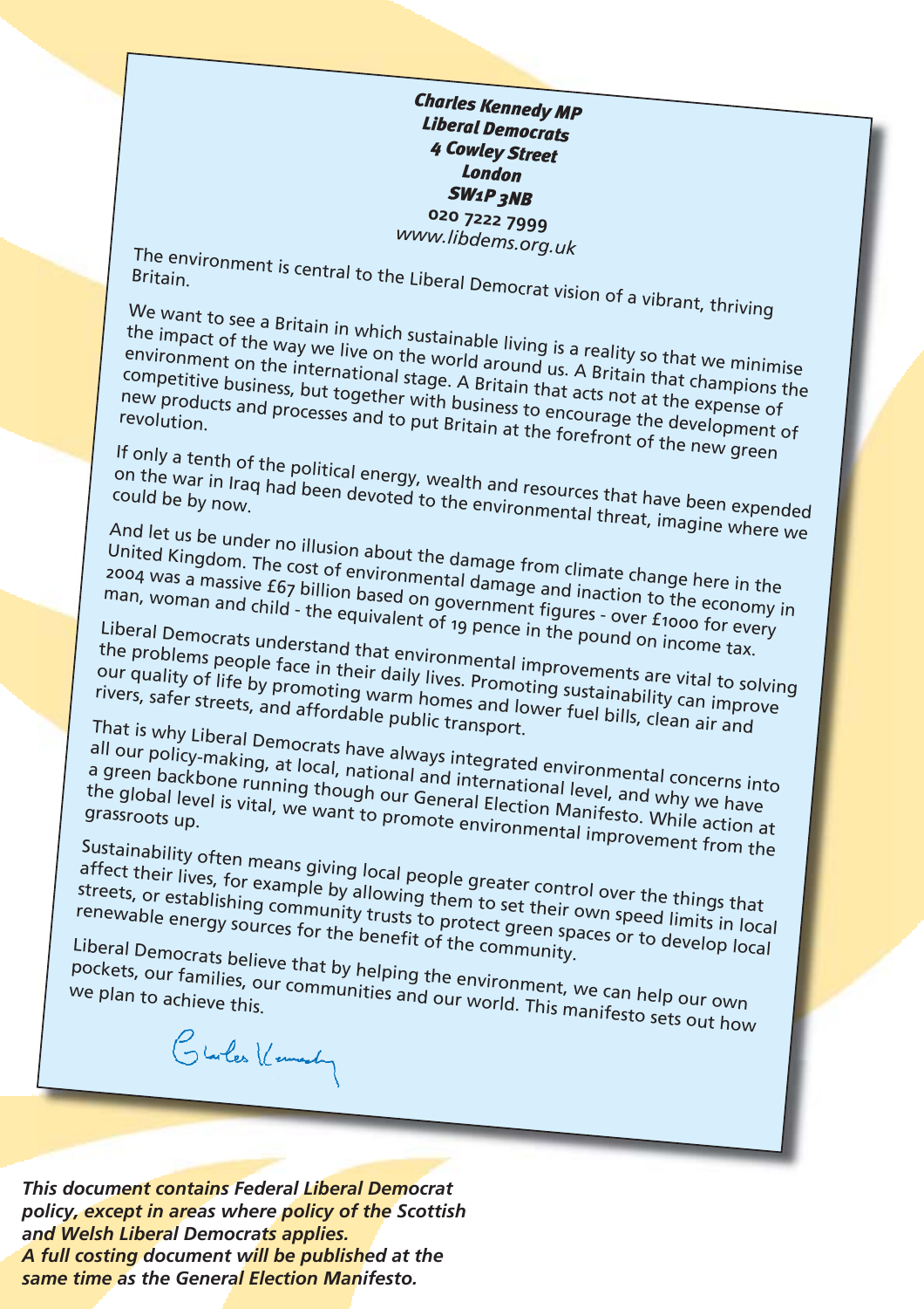***Charles Kennedy MP***
***Liberal Democrats***
***4 Cowley Street***
***London***
***SW1P 3NB***
**020 7222 7999**
*www.libdems.org.uk*

The environment is central to the Liberal Democrat vision of a vibrant, thriving Britain.

We want to see a Britain in which sustainable living is a reality so that we minimise the impact of the way we live on the world around us. A Britain that champions the environment on the international stage. A Britain that acts not at the expense of competitive business, but together with business to encourage the development of new products and processes and to put Britain at the forefront of the new green revolution.

If only a tenth of the political energy, wealth and resources that have been expended on the war in Iraq had been devoted to the environmental threat, imagine where we could be by now.

And let us be under no illusion about the damage from climate change here in the United Kingdom. The cost of environmental damage and inaction to the economy in 2004 was a massive £67 billion based on government figures - over £1000 for every man, woman and child - the equivalent of 19 pence in the pound on income tax.

Liberal Democrats understand that environmental improvements are vital to solving the problems people face in their daily lives. Promoting sustainability can improve our quality of life by promoting warm homes and lower fuel bills, clean air and rivers, safer streets, and affordable public transport.

That is why Liberal Democrats have always integrated environmental concerns into all our policy-making, at local, national and international level, and why we have a green backbone running though our General Election Manifesto. While action at the global level is vital, we want to promote environmental improvement from the grassroots up.

Sustainability often means giving local people greater control over the things that affect their lives, for example by allowing them to set their own speed limits in local streets, or establishing community trusts to protect green spaces or to develop local renewable energy sources for the benefit of the community.

Liberal Democrats believe that by helping the environment, we can help our own pockets, our families, our communities and our world. This manifesto sets out how we plan to achieve this.

Charles Kennedy

***This document contains Federal Liberal Democrat policy, except in areas where policy of the Scottish and Welsh Liberal Democrats applies.***
***A full costing document will be published at the same time as the General Election Manifesto.***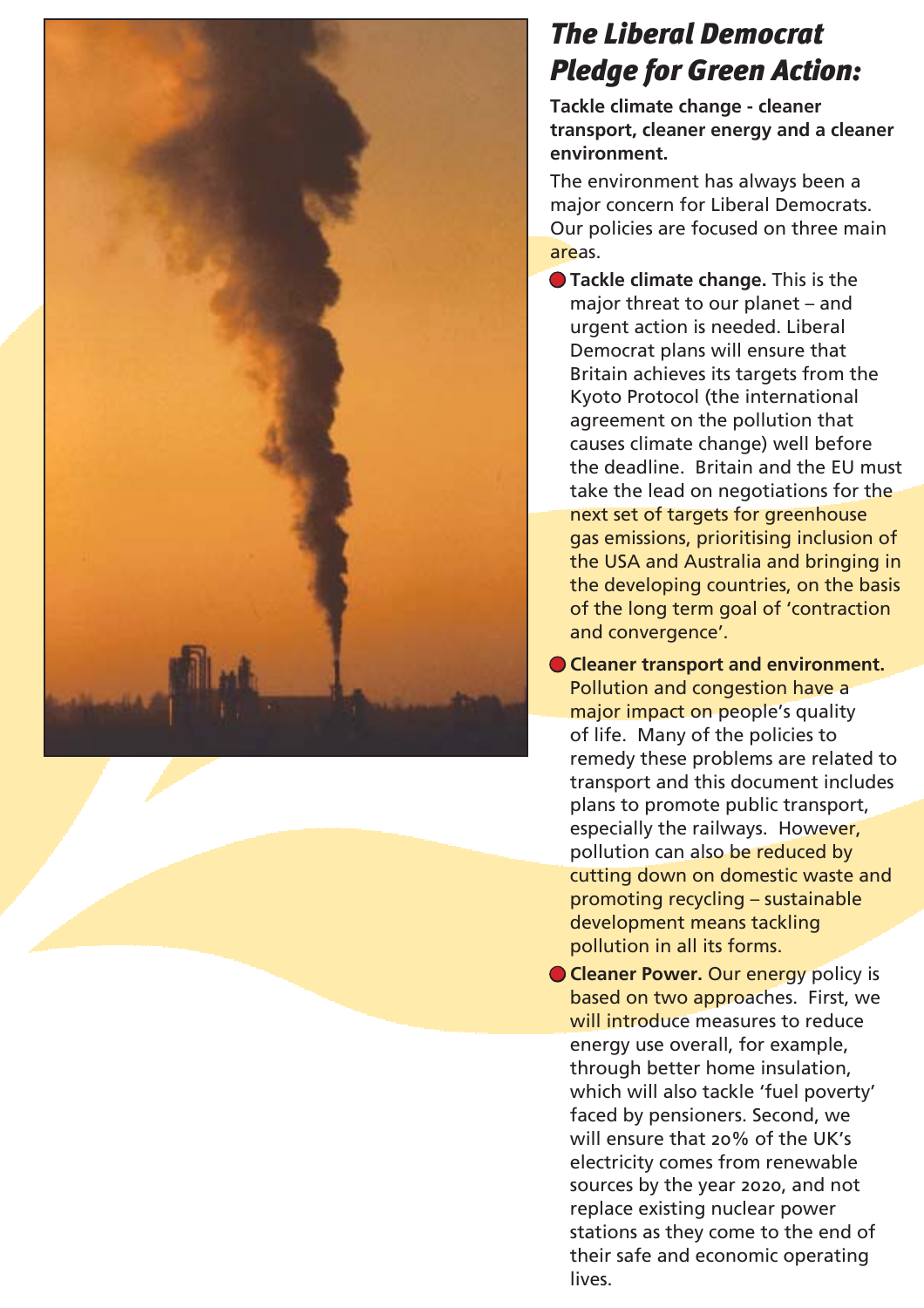# The Liberal Democrat Pledge for Green Action:

**Tackle climate change - cleaner transport, cleaner energy and a cleaner environment.**

The environment has always been a major concern for Liberal Democrats. Our policies are focused on three main areas.

- **Tackle climate change.** This is the major threat to our planet – and urgent action is needed. Liberal Democrat plans will ensure that Britain achieves its targets from the Kyoto Protocol (the international agreement on the pollution that causes climate change) well before the deadline. Britain and the EU must take the lead on negotiations for the next set of targets for greenhouse gas emissions, prioritising inclusion of the USA and Australia and bringing in the developing countries, on the basis of the long term goal of 'contraction and convergence'.
- **Cleaner transport and environment.** Pollution and congestion have a major impact on people's quality of life. Many of the policies to remedy these problems are related to transport and this document includes plans to promote public transport, especially the railways. However, pollution can also be reduced by cutting down on domestic waste and promoting recycling – sustainable development means tackling pollution in all its forms.
- **Cleaner Power.** Our energy policy is based on two approaches. First, we will introduce measures to reduce energy use overall, for example, through better home insulation, which will also tackle 'fuel poverty' faced by pensioners. Second, we will ensure that 20% of the UK's electricity comes from renewable sources by the year 2020, and not replace existing nuclear power stations as they come to the end of their safe and economic operating lives.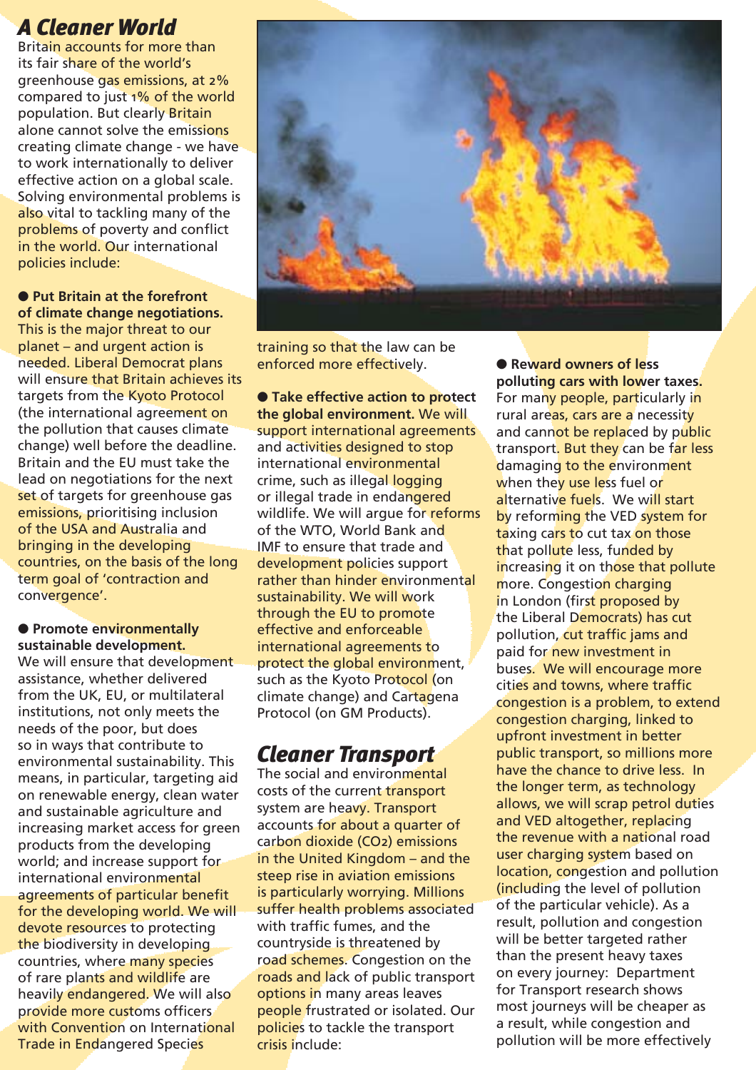## A Cleaner World

Britain accounts for more than its fair share of the world's greenhouse gas emissions, at 2% compared to just 1% of the world population. But clearly Britain alone cannot solve the emissions creating climate change - we have to work internationally to deliver effective action on a global scale. Solving environmental problems is also vital to tackling many of the problems of poverty and conflict in the world. Our international policies include:

- **Put Britain at the forefront of climate change negotiations.** This is the major threat to our planet – and urgent action is needed. Liberal Democrat plans will ensure that Britain achieves its targets from the Kyoto Protocol (the international agreement on the pollution that causes climate change) well before the deadline. Britain and the EU must take the lead on negotiations for the next set of targets for greenhouse gas emissions, prioritising inclusion of the USA and Australia and bringing in the developing countries, on the basis of the long term goal of 'contraction and convergence'.

- **Promote environmentally sustainable development.** We will ensure that development assistance, whether delivered from the UK, EU, or multilateral institutions, not only meets the needs of the poor, but does so in ways that contribute to environmental sustainability. This means, in particular, targeting aid on renewable energy, clean water and sustainable agriculture and increasing market access for green products from the developing world; and increase support for international environmental agreements of particular benefit for the developing world. We will devote resources to protecting the biodiversity in developing countries, where many species of rare plants and wildlife are heavily endangered. We will also provide more customs officers with Convention on International Trade in Endangered Species training so that the law can be enforced more effectively.

- **Take effective action to protect the global environment.** We will support international agreements and activities designed to stop international environmental crime, such as illegal logging or illegal trade in endangered wildlife. We will argue for reforms of the WTO, World Bank and IMF to ensure that trade and development policies support rather than hinder environmental sustainability. We will work through the EU to promote effective and enforceable international agreements to protect the global environment, such as the Kyoto Protocol (on climate change) and Cartagena Protocol (on GM Products).

## Cleaner Transport

The social and environmental costs of the current transport system are heavy. Transport accounts for about a quarter of carbon dioxide ($CO_2$) emissions in the United Kingdom – and the steep rise in aviation emissions is particularly worrying. Millions suffer health problems associated with traffic fumes, and the countryside is threatened by road schemes. Congestion on the roads and lack of public transport options in many areas leaves people frustrated or isolated. Our policies to tackle the transport crisis include:

- **Reward owners of less polluting cars with lower taxes.** For many people, particularly in rural areas, cars are a necessity and cannot be replaced by public transport. But they can be far less damaging to the environment when they use less fuel or alternative fuels. We will start by reforming the VED system for taxing cars to cut tax on those that pollute less, funded by increasing it on those that pollute more. Congestion charging in London (first proposed by the Liberal Democrats) has cut pollution, cut traffic jams and paid for new investment in buses. We will encourage more cities and towns, where traffic congestion is a problem, to extend congestion charging, linked to upfront investment in better public transport, so millions more have the chance to drive less. In the longer term, as technology allows, we will scrap petrol duties and VED altogether, replacing the revenue with a national road user charging system based on location, congestion and pollution (including the level of pollution of the particular vehicle). As a result, pollution and congestion will be better targeted rather than the present heavy taxes on every journey: Department for Transport research shows most journeys will be cheaper as a result, while congestion and pollution will be more effectively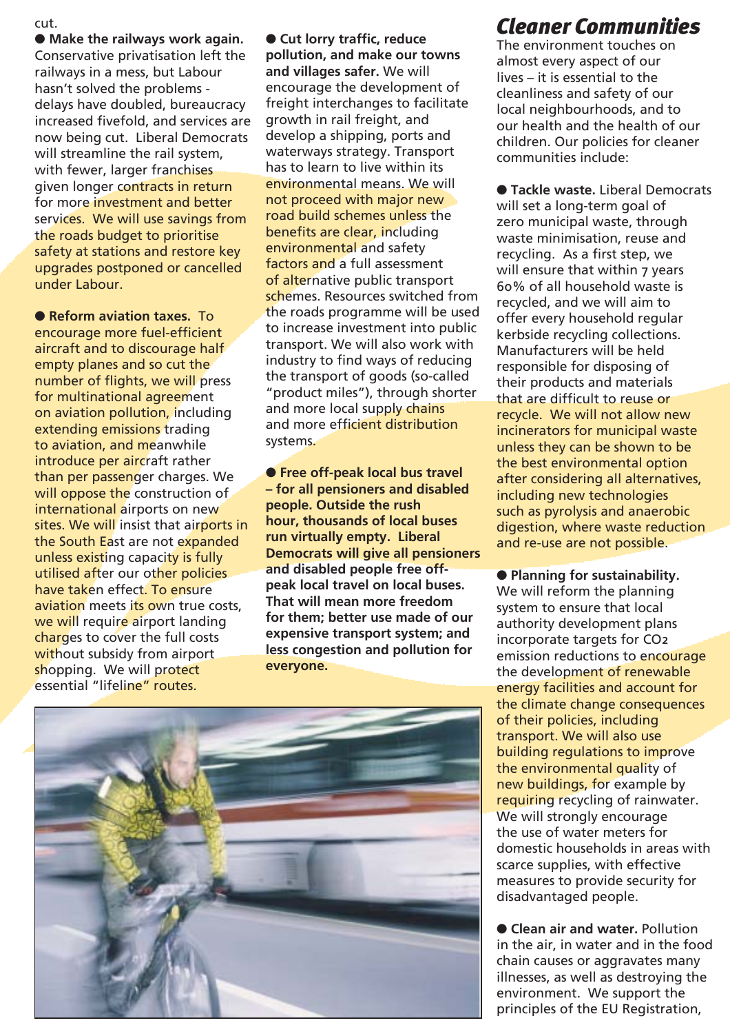cut.

● **Make the railways work again.** Conservative privatisation left the railways in a mess, but Labour hasn't solved the problems - delays have doubled, bureaucracy increased fivefold, and services are now being cut. Liberal Democrats will streamline the rail system, with fewer, larger franchises given longer contracts in return for more investment and better services. We will use savings from the roads budget to prioritise safety at stations and restore key upgrades postponed or cancelled under Labour.

● **Reform aviation taxes.** To encourage more fuel-efficient aircraft and to discourage half empty planes and so cut the number of flights, we will press for multinational agreement on aviation pollution, including extending emissions trading to aviation, and meanwhile introduce per aircraft rather than per passenger charges. We will oppose the construction of international airports on new sites. We will insist that airports in the South East are not expanded unless existing capacity is fully utilised after our other policies have taken effect. To ensure aviation meets its own true costs, we will require airport landing charges to cover the full costs without subsidy from airport shopping. We will protect essential "lifeline" routes.

● **Cut lorry traffic, reduce pollution, and make our towns and villages safer.** We will encourage the development of freight interchanges to facilitate growth in rail freight, and develop a shipping, ports and waterways strategy. Transport has to learn to live within its environmental means. We will not proceed with major new road build schemes unless the benefits are clear, including environmental and safety factors and a full assessment of alternative public transport schemes. Resources switched from the roads programme will be used to increase investment into public transport. We will also work with industry to find ways of reducing the transport of goods (so-called "product miles"), through shorter and more local supply chains and more efficient distribution systems.

● **Free off-peak local bus travel – for all pensioners and disabled people. Outside the rush hour, thousands of local buses run virtually empty. Liberal Democrats will give all pensioners and disabled people free off-peak local travel on local buses. That will mean more freedom for them; better use made of our expensive transport system; and less congestion and pollution for everyone.**

## Cleaner Communities

The environment touches on almost every aspect of our lives – it is essential to the cleanliness and safety of our local neighbourhoods, and to our health and the health of our children. Our policies for cleaner communities include:

● **Tackle waste.** Liberal Democrats will set a long-term goal of zero municipal waste, through waste minimisation, reuse and recycling. As a first step, we will ensure that within 7 years 60% of all household waste is recycled, and we will aim to offer every household regular kerbside recycling collections. Manufacturers will be held responsible for disposing of their products and materials that are difficult to reuse or recycle. We will not allow new incinerators for municipal waste unless they can be shown to be the best environmental option after considering all alternatives, including new technologies such as pyrolysis and anaerobic digestion, where waste reduction and re-use are not possible.

● **Planning for sustainability.** We will reform the planning system to ensure that local authority development plans incorporate targets for $CO_2$ emission reductions to encourage the development of renewable energy facilities and account for the climate change consequences of their policies, including transport. We will also use building regulations to improve the environmental quality of new buildings, for example by requiring recycling of rainwater. We will strongly encourage the use of water meters for domestic households in areas with scarce supplies, with effective measures to provide security for disadvantaged people.

● **Clean air and water.** Pollution in the air, in water and in the food chain causes or aggravates many illnesses, as well as destroying the environment. We support the principles of the EU Registration,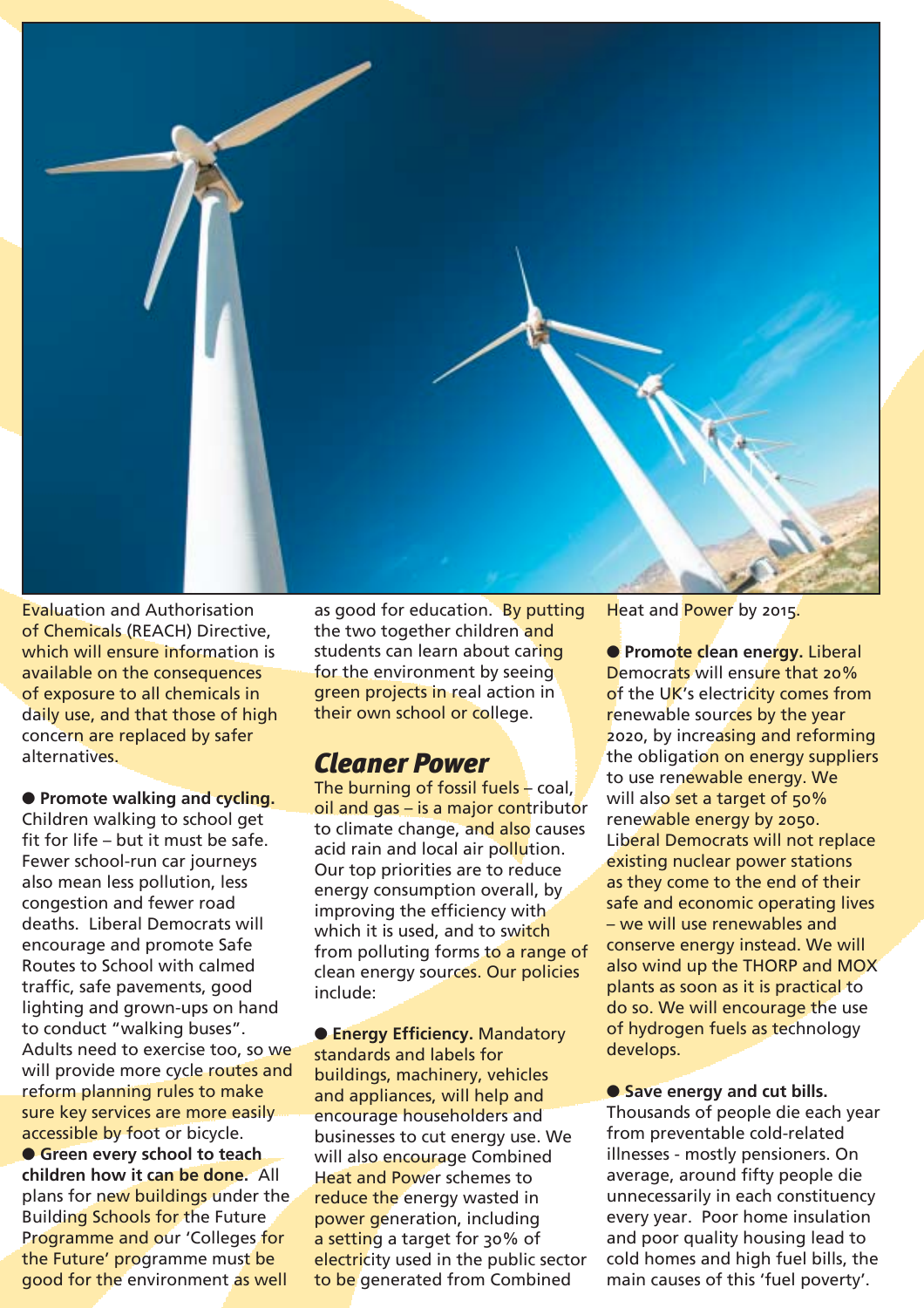Evaluation and Authorisation of Chemicals (REACH) Directive, which will ensure information is available on the consequences of exposure to all chemicals in daily use, and that those of high concern are replaced by safer alternatives.

● **Promote walking and cycling.** Children walking to school get fit for life – but it must be safe. Fewer school-run car journeys also mean less pollution, less congestion and fewer road deaths. Liberal Democrats will encourage and promote Safe Routes to School with calmed traffic, safe pavements, good lighting and grown-ups on hand to conduct "walking buses". Adults need to exercise too, so we will provide more cycle routes and reform planning rules to make sure key services are more easily accessible by foot or bicycle.

● **Green every school to teach children how it can be done.** All plans for new buildings under the Building Schools for the Future Programme and our 'Colleges for the Future' programme must be good for the environment as well as good for education. By putting the two together children and students can learn about caring for the environment by seeing green projects in real action in their own school or college.

## *Cleaner Power*

The burning of fossil fuels – coal, oil and gas – is a major contributor to climate change, and also causes acid rain and local air pollution. Our top priorities are to reduce energy consumption overall, by improving the efficiency with which it is used, and to switch from polluting forms to a range of clean energy sources. Our policies include:

● **Energy Efficiency.** Mandatory standards and labels for buildings, machinery, vehicles and appliances, will help and encourage householders and businesses to cut energy use. We will also encourage Combined Heat and Power schemes to reduce the energy wasted in power generation, including a setting a target for 30% of electricity used in the public sector to be generated from Combined Heat and Power by 2015.

● **Promote clean energy.** Liberal Democrats will ensure that 20% of the UK's electricity comes from renewable sources by the year 2020, by increasing and reforming the obligation on energy suppliers to use renewable energy. We will also set a target of 50% renewable energy by 2050. Liberal Democrats will not replace existing nuclear power stations as they come to the end of their safe and economic operating lives – we will use renewables and conserve energy instead. We will also wind up the THORP and MOX plants as soon as it is practical to do so. We will encourage the use of hydrogen fuels as technology develops.

● **Save energy and cut bills.** Thousands of people die each year from preventable cold-related illnesses - mostly pensioners. On average, around fifty people die unnecessarily in each constituency every year. Poor home insulation and poor quality housing lead to cold homes and high fuel bills, the main causes of this 'fuel poverty'.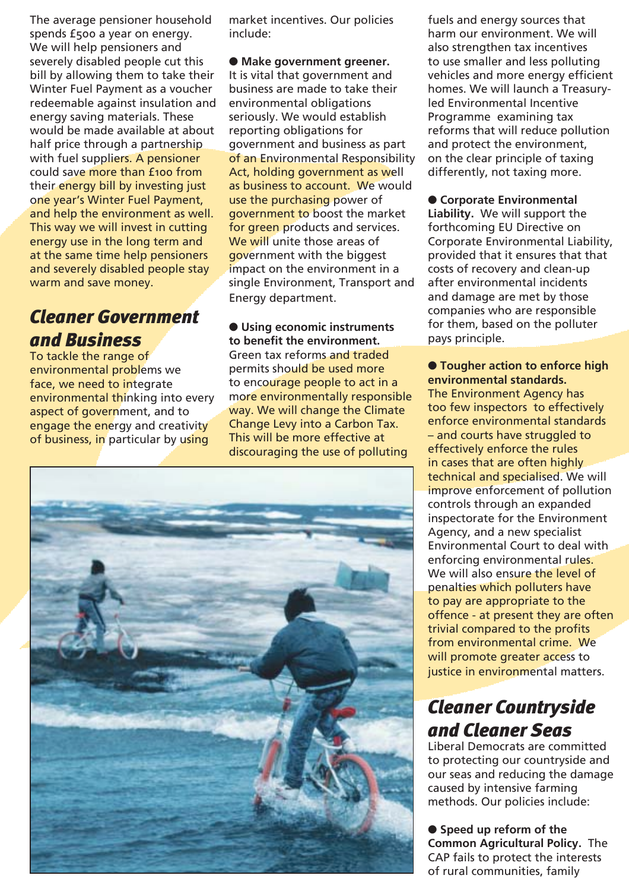The average pensioner household spends £500 a year on energy. We will help pensioners and severely disabled people cut this bill by allowing them to take their Winter Fuel Payment as a voucher redeemable against insulation and energy saving materials. These would be made available at about half price through a partnership with fuel suppliers. A pensioner could save more than £100 from their energy bill by investing just one year's Winter Fuel Payment, and help the environment as well. This way we will invest in cutting energy use in the long term and at the same time help pensioners and severely disabled people stay warm and save money.

## Cleaner Government and Business

To tackle the range of environmental problems we face, we need to integrate environmental thinking into every aspect of government, and to engage the energy and creativity of business, in particular by using market incentives. Our policies include:

● **Make government greener.** It is vital that government and business are made to take their environmental obligations seriously. We would establish reporting obligations for government and business as part of an Environmental Responsibility Act, holding government as well as business to account. We would use the purchasing power of government to boost the market for green products and services. We will unite those areas of government with the biggest impact on the environment in a single Environment, Transport and Energy department.

● **Using economic instruments to benefit the environment.** Green tax reforms and traded permits should be used more to encourage people to act in a more environmentally responsible way. We will change the Climate Change Levy into a Carbon Tax. This will be more effective at discouraging the use of polluting fuels and energy sources that harm our environment. We will also strengthen tax incentives to use smaller and less polluting vehicles and more energy efficient homes. We will launch a Treasury-led Environmental Incentive Programme examining tax reforms that will reduce pollution and protect the environment, on the clear principle of taxing differently, not taxing more.

● **Corporate Environmental Liability.** We will support the forthcoming EU Directive on Corporate Environmental Liability, provided that it ensures that that costs of recovery and clean-up after environmental incidents and damage are met by those companies who are responsible for them, based on the polluter pays principle.

● **Tougher action to enforce high environmental standards.** The Environment Agency has too few inspectors to effectively enforce environmental standards – and courts have struggled to effectively enforce the rules in cases that are often highly technical and specialised. We will improve enforcement of pollution controls through an expanded inspectorate for the Environment Agency, and a new specialist Environmental Court to deal with enforcing environmental rules. We will also ensure the level of penalties which polluters have to pay are appropriate to the offence - at present they are often trivial compared to the profits from environmental crime. We will promote greater access to justice in environmental matters.

## Cleaner Countryside and Cleaner Seas

Liberal Democrats are committed to protecting our countryside and our seas and reducing the damage caused by intensive farming methods. Our policies include:

● **Speed up reform of the Common Agricultural Policy.** The CAP fails to protect the interests of rural communities, family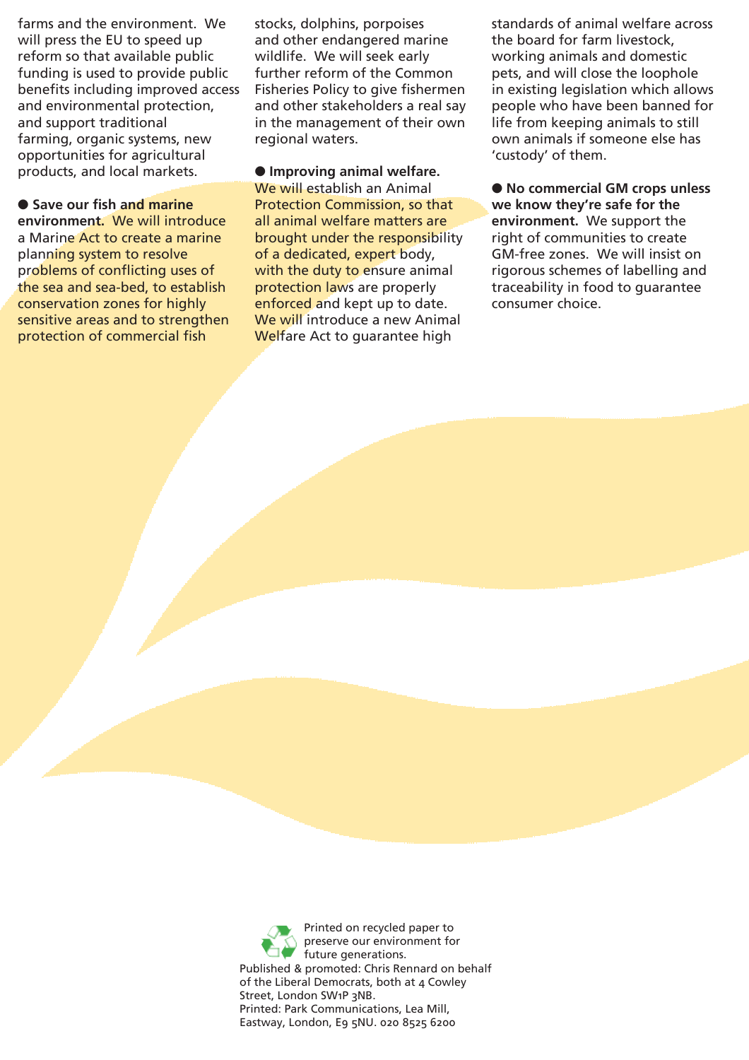farms and the environment. We will press the EU to speed up reform so that available public funding is used to provide public benefits including improved access and environmental protection, and support traditional farming, organic systems, new opportunities for agricultural products, and local markets.

- **Save our fish and marine environment.** We will introduce a Marine Act to create a marine planning system to resolve problems of conflicting uses of the sea and sea-bed, to establish conservation zones for highly sensitive areas and to strengthen protection of commercial fish stocks, dolphins, porpoises and other endangered marine wildlife. We will seek early further reform of the Common Fisheries Policy to give fishermen and other stakeholders a real say in the management of their own regional waters.

- **Improving animal welfare.** We will establish an Animal Protection Commission, so that all animal welfare matters are brought under the responsibility of a dedicated, expert body, with the duty to ensure animal protection laws are properly enforced and kept up to date. We will introduce a new Animal Welfare Act to guarantee high standards of animal welfare across the board for farm livestock, working animals and domestic pets, and will close the loophole in existing legislation which allows people who have been banned for life from keeping animals to still own animals if someone else has 'custody' of them.

- **No commercial GM crops unless we know they're safe for the environment.** We support the right of communities to create GM-free zones. We will insist on rigorous schemes of labelling and traceability in food to guarantee consumer choice.

Printed on recycled paper to preserve our environment for future generations.

Published & promoted: Chris Rennard on behalf of the Liberal Democrats, both at 4 Cowley Street, London SW1P 3NB.
Printed: Park Communications, Lea Mill, Eastway, London, E9 5NU. 020 8525 6200